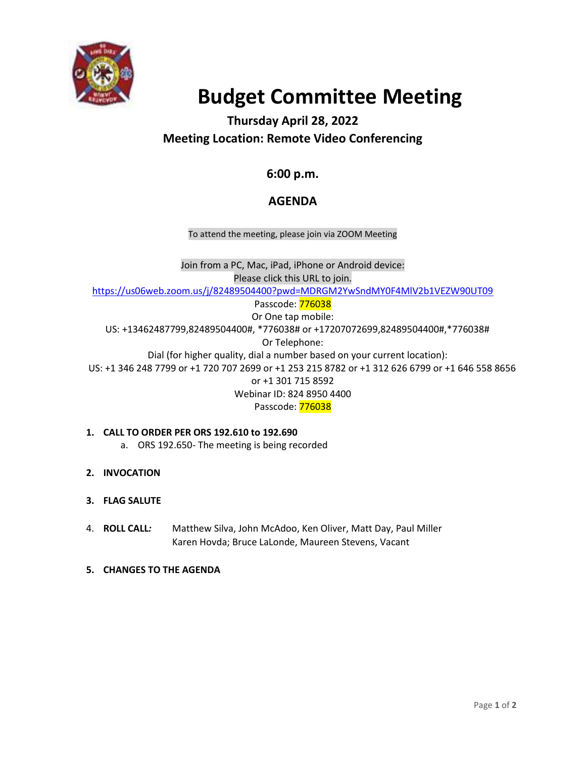# Budget Committee Meeting

**Thursday April 28, 2022**

**Meeting Location: Remote Video Conferencing**

**6:00 p.m.**

## AGENDA

To attend the meeting, please join via ZOOM Meeting

Join from a PC, Mac, iPad, iPhone or Android device:
Please click this URL to join.
https://us06web.zoom.us/j/82489504400?pwd=MDRGM2YwSndMY0F4MlV2b1VEZW90UT09
Passcode: 776038
Or One tap mobile:
US: +13462487799,82489504400#, *776038# or +17207072699,82489504400#,*776038#
Or Telephone:
Dial (for higher quality, dial a number based on your current location):
US: +1 346 248 7799 or +1 720 707 2699 or +1 253 215 8782 or +1 312 626 6799 or +1 646 558 8656 or +1 301 715 8592
Webinar ID: 824 8950 4400
Passcode: 776038

1. **CALL TO ORDER PER ORS 192.610 to 192.690**
   a. ORS 192.650- The meeting is being recorded

2. **INVOCATION**

3. **FLAG SALUTE**

4. **ROLL CALL***:* Matthew Silva, John McAdoo, Ken Oliver, Matt Day, Paul Miller Karen Hovda; Bruce LaLonde, Maureen Stevens, Vacant

5. **CHANGES TO THE AGENDA**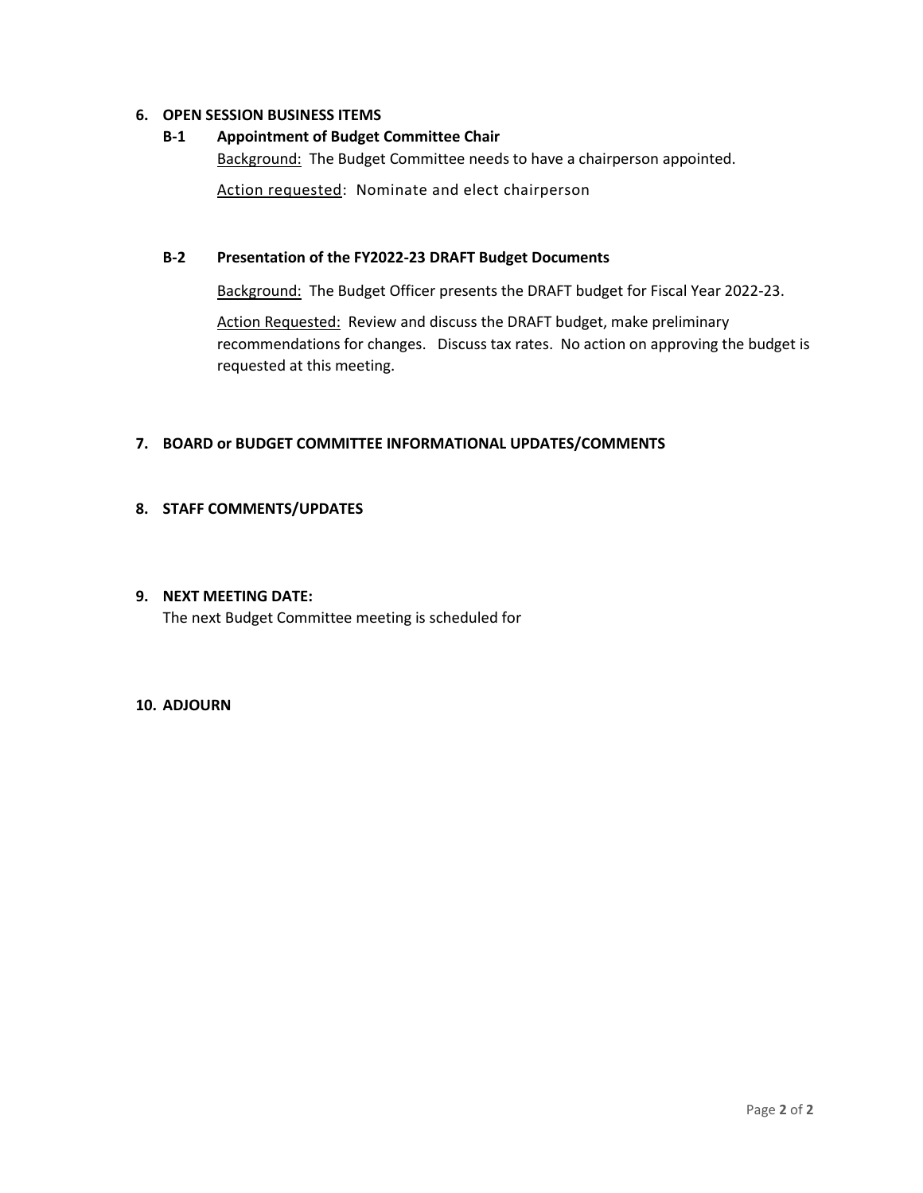**6. OPEN SESSION BUSINESS ITEMS**

**B-1 Appointment of Budget Committee Chair**

Background: The Budget Committee needs to have a chairperson appointed.

Action requested: Nominate and elect chairperson

**B-2 Presentation of the FY2022-23 DRAFT Budget Documents**

Background: The Budget Officer presents the DRAFT budget for Fiscal Year 2022-23.

Action Requested: Review and discuss the DRAFT budget, make preliminary recommendations for changes. Discuss tax rates. No action on approving the budget is requested at this meeting.

**7. BOARD or BUDGET COMMITTEE INFORMATIONAL UPDATES/COMMENTS**

**8. STAFF COMMENTS/UPDATES**

**9. NEXT MEETING DATE:**

The next Budget Committee meeting is scheduled for

**10. ADJOURN**